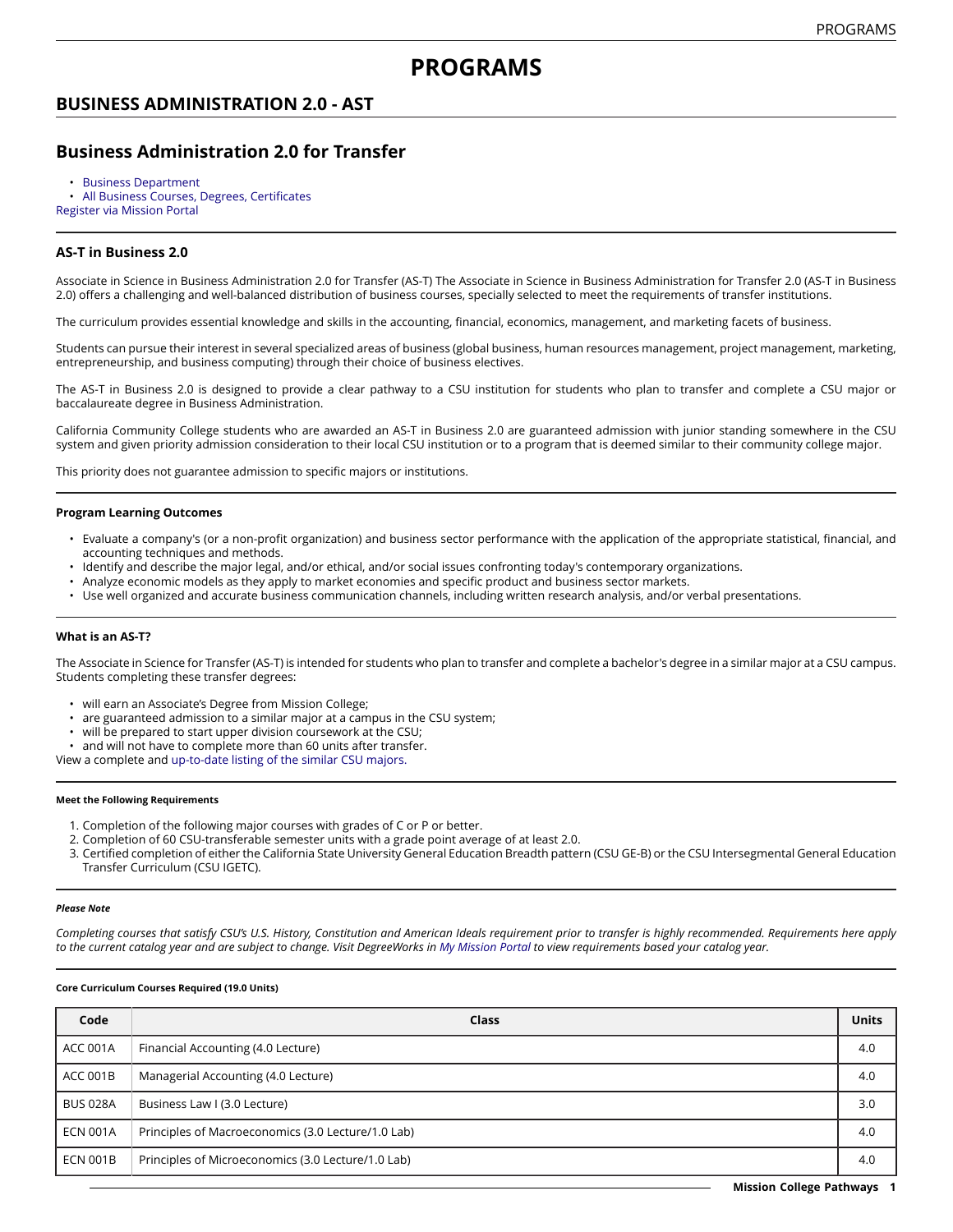# PROGRAMS

## BUSINESS ADMINISTRATION 2.0 - AST

## Business Administration 2.0 for Transfer

- Business Department
- All Business Courses, Degrees, Certificates

Register via Mission Portal

### AS-T in Business 2.0

Associate in Science in Business Administration 2.0 for Transfer (AS-T) The Associate in Science in Business Administration for Transfer 2.0 (AS-T in Business 2.0) offers a challenging and well-balanced distribution of business courses, specially selected to meet the requirements of transfer institutions.

The curriculum provides essential knowledge and skills in the accounting, financial, economics, management, and marketing facets of business.

Students can pursue their interest in several specialized areas of business (global business, human resources management, project management, marketing, entrepreneurship, and business computing) through their choice of business electives.

The AS-T in Business 2.0 is designed to provide a clear pathway to a CSU institution for students who plan to transfer and complete a CSU major or baccalaureate degree in Business Administration.

California Community College students who are awarded an AS-T in Business 2.0 are guaranteed admission with junior standing somewhere in the CSU system and given priority admission consideration to their local CSU institution or to a program that is deemed similar to their community college major.

This priority does not guarantee admission to specific majors or institutions.

#### Program Learning Outcomes

- Evaluate a company's (or a non-profit organization) and business sector performance with the application of the appropriate statistical, financial, and accounting techniques and methods.
- Identify and describe the major legal, and/or ethical, and/or social issues confronting today's contemporary organizations.
- Analyze economic models as they apply to market economies and specific product and business sector markets.
- Use well organized and accurate business communication channels, including written research analysis, and/or verbal presentations.

#### What is an AS-T?

The Associate in Science for Transfer (AS-T) is intended for students who plan to transfer and complete a bachelor's degree in a similar major at a CSU campus. Students completing these transfer degrees:

- will earn an Associate's Degree from Mission College;
- are guaranteed admission to a similar major at a campus in the CSU system;
- will be prepared to start upper division coursework at the CSU;
- and will not have to complete more than 60 units after transfer.

View a complete and up-to-date listing of the similar CSU majors.

##### Meet the Following Requirements

1. Completion of the following major courses with grades of C or P or better.
2. Completion of 60 CSU-transferable semester units with a grade point average of at least 2.0.
3. Certified completion of either the California State University General Education Breadth pattern (CSU GE-B) or the CSU Intersegmental General Education Transfer Curriculum (CSU IGETC).

##### *Please Note*

*Completing courses that satisfy CSU's U.S. History, Constitution and American Ideals requirement prior to transfer is highly recommended. Requirements here apply to the current catalog year and are subject to change. Visit DegreeWorks in My Mission Portal to view requirements based your catalog year.*

##### Core Curriculum Courses Required (19.0 Units)

| Code | Class | Units |
|---|---|---|
| ACC 001A | Financial Accounting (4.0 Lecture) | 4.0 |
| ACC 001B | Managerial Accounting (4.0 Lecture) | 4.0 |
| BUS 028A | Business Law I (3.0 Lecture) | 3.0 |
| ECN 001A | Principles of Macroeconomics (3.0 Lecture/1.0 Lab) | 4.0 |
| ECN 001B | Principles of Microeconomics (3.0 Lecture/1.0 Lab) | 4.0 |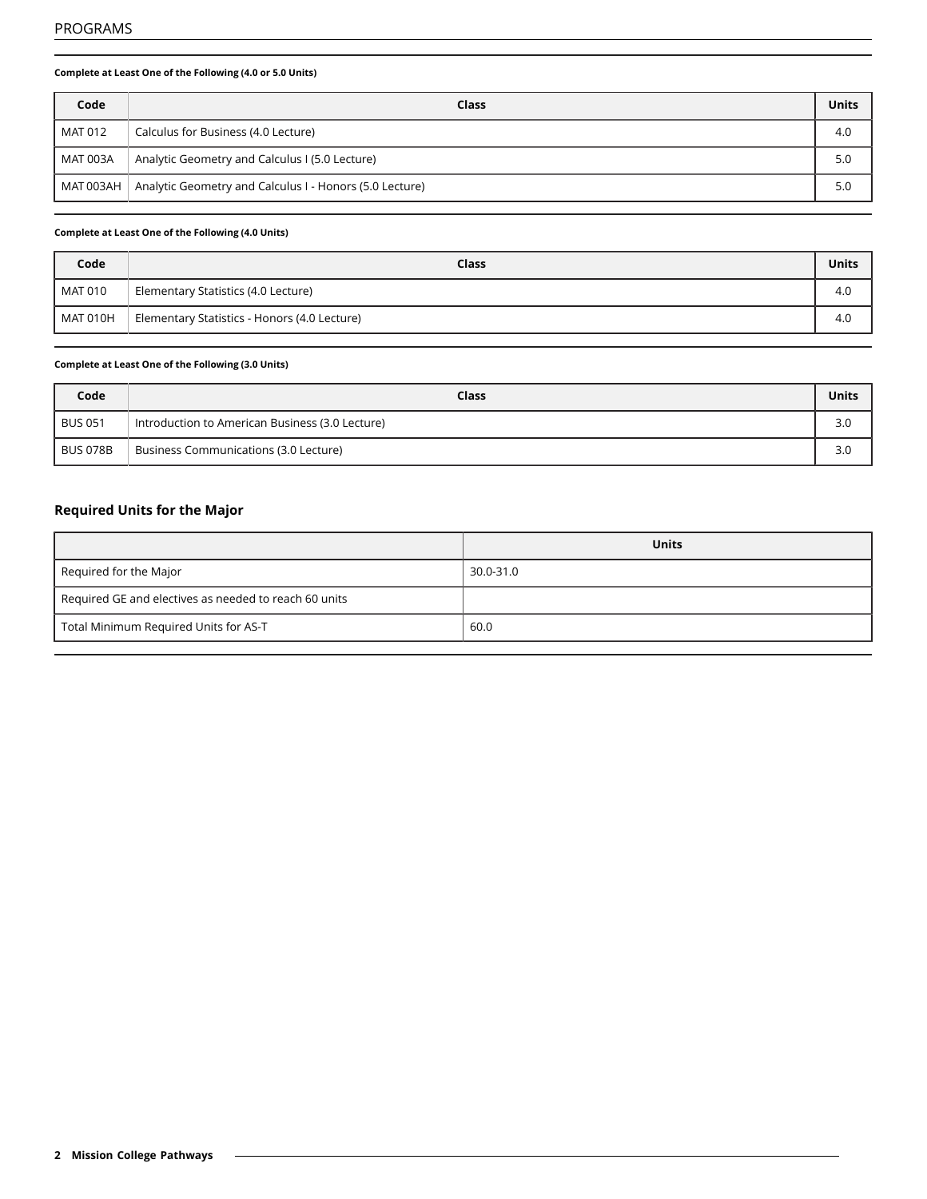**Complete at Least One of the Following (4.0 or 5.0 Units)**

| Code | Class | Units |
| --- | --- | --- |
| MAT 012 | Calculus for Business (4.0 Lecture) | 4.0 |
| MAT 003A | Analytic Geometry and Calculus I (5.0 Lecture) | 5.0 |
| MAT 003AH | Analytic Geometry and Calculus I - Honors (5.0 Lecture) | 5.0 |

**Complete at Least One of the Following (4.0 Units)**

| Code | Class | Units |
| --- | --- | --- |
| MAT 010 | Elementary Statistics (4.0 Lecture) | 4.0 |
| MAT 010H | Elementary Statistics - Honors (4.0 Lecture) | 4.0 |

**Complete at Least One of the Following (3.0 Units)**

| Code | Class | Units |
| --- | --- | --- |
| BUS 051 | Introduction to American Business (3.0 Lecture) | 3.0 |
| BUS 078B | Business Communications (3.0 Lecture) | 3.0 |

### Required Units for the Major

| | Units |
| --- | --- |
| Required for the Major | 30.0-31.0 |
| Required GE and electives as needed to reach 60 units | |
| Total Minimum Required Units for AS-T | 60.0 |